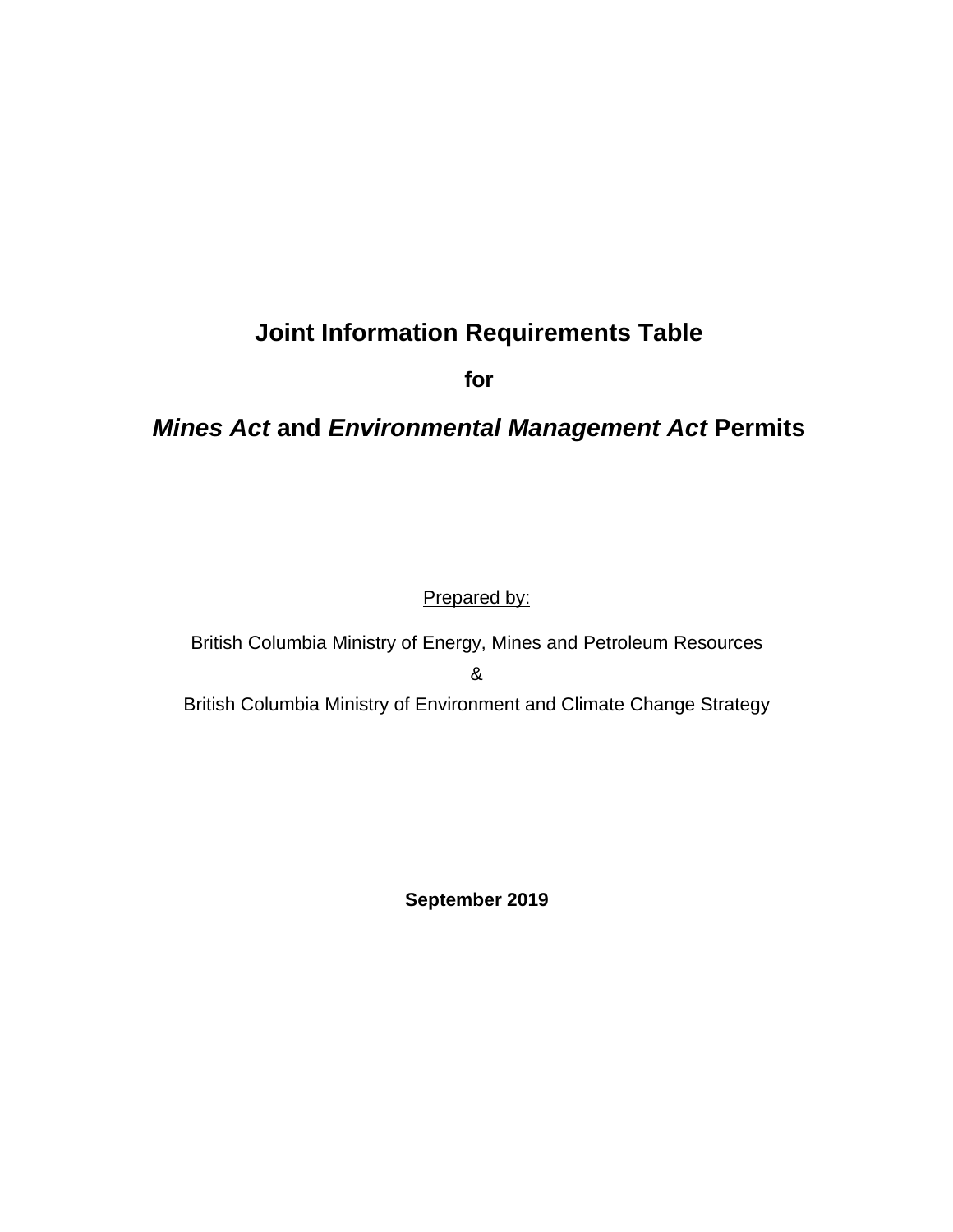# Joint Information Requirements Table

**for**

## ***Mines Act*** **and** ***Environmental Management Act*** **Permits**

<u>Prepared by:</u>

British Columbia Ministry of Energy, Mines and Petroleum Resources

&

British Columbia Ministry of Environment and Climate Change Strategy

**September 2019**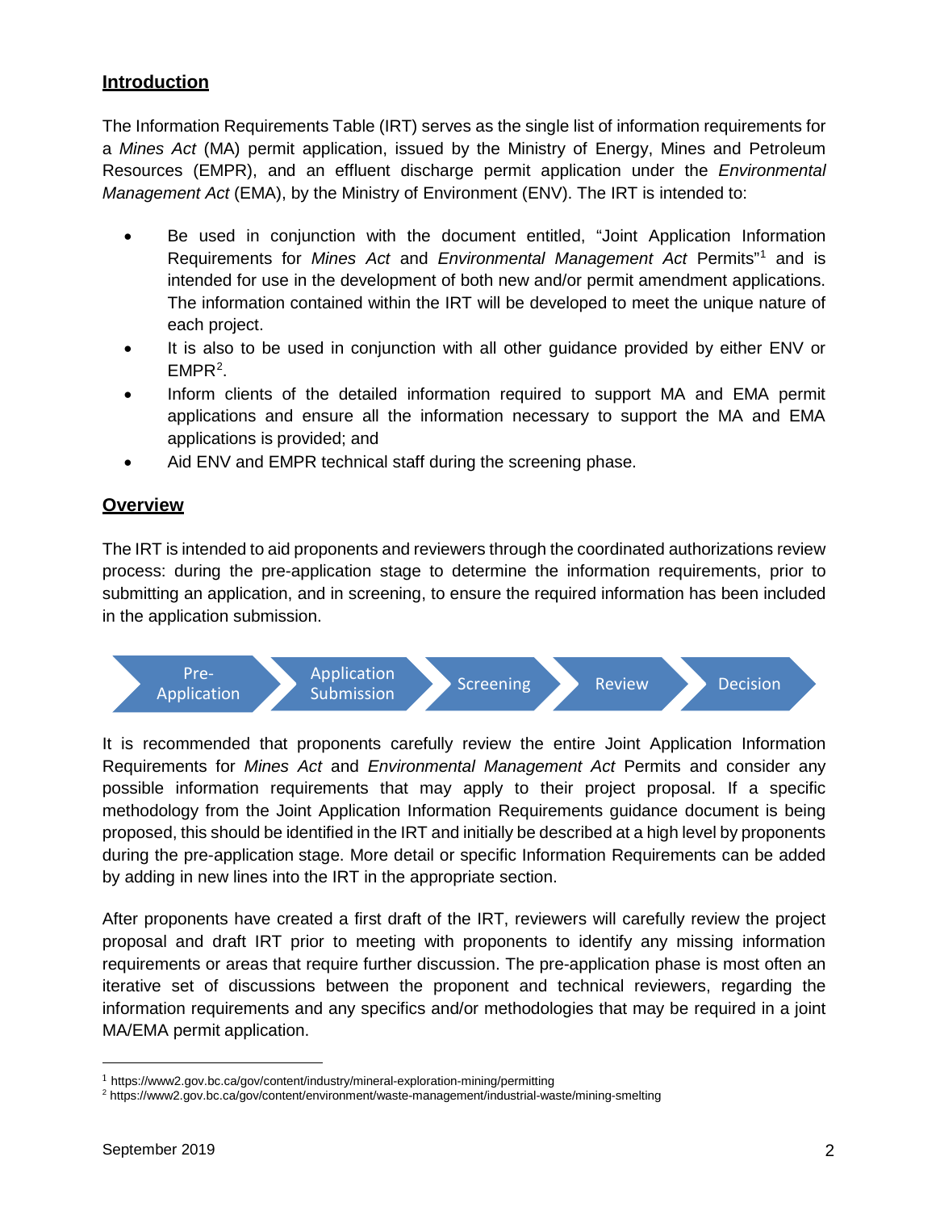## Introduction

The Information Requirements Table (IRT) serves as the single list of information requirements for a *Mines Act* (MA) permit application, issued by the Ministry of Energy, Mines and Petroleum Resources (EMPR), and an effluent discharge permit application under the *Environmental Management Act* (EMA), by the Ministry of Environment (ENV). The IRT is intended to:

- Be used in conjunction with the document entitled, "Joint Application Information Requirements for *Mines Act* and *Environmental Management Act* Permits"[1] and is intended for use in the development of both new and/or permit amendment applications. The information contained within the IRT will be developed to meet the unique nature of each project.
- It is also to be used in conjunction with all other guidance provided by either ENV or EMPR[2].
- Inform clients of the detailed information required to support MA and EMA permit applications and ensure all the information necessary to support the MA and EMA applications is provided; and
- Aid ENV and EMPR technical staff during the screening phase.

## Overview

The IRT is intended to aid proponents and reviewers through the coordinated authorizations review process: during the pre-application stage to determine the information requirements, prior to submitting an application, and in screening, to ensure the required information has been included in the application submission.

Pre-Application → Application Submission → Screening → Review → Decision

It is recommended that proponents carefully review the entire Joint Application Information Requirements for *Mines Act* and *Environmental Management Act* Permits and consider any possible information requirements that may apply to their project proposal. If a specific methodology from the Joint Application Information Requirements guidance document is being proposed, this should be identified in the IRT and initially be described at a high level by proponents during the pre-application stage. More detail or specific Information Requirements can be added by adding in new lines into the IRT in the appropriate section.

After proponents have created a first draft of the IRT, reviewers will carefully review the project proposal and draft IRT prior to meeting with proponents to identify any missing information requirements or areas that require further discussion. The pre-application phase is most often an iterative set of discussions between the proponent and technical reviewers, regarding the information requirements and any specifics and/or methodologies that may be required in a joint MA/EMA permit application.

[1] https://www2.gov.bc.ca/gov/content/industry/mineral-exploration-mining/permitting

[2] https://www2.gov.bc.ca/gov/content/environment/waste-management/industrial-waste/mining-smelting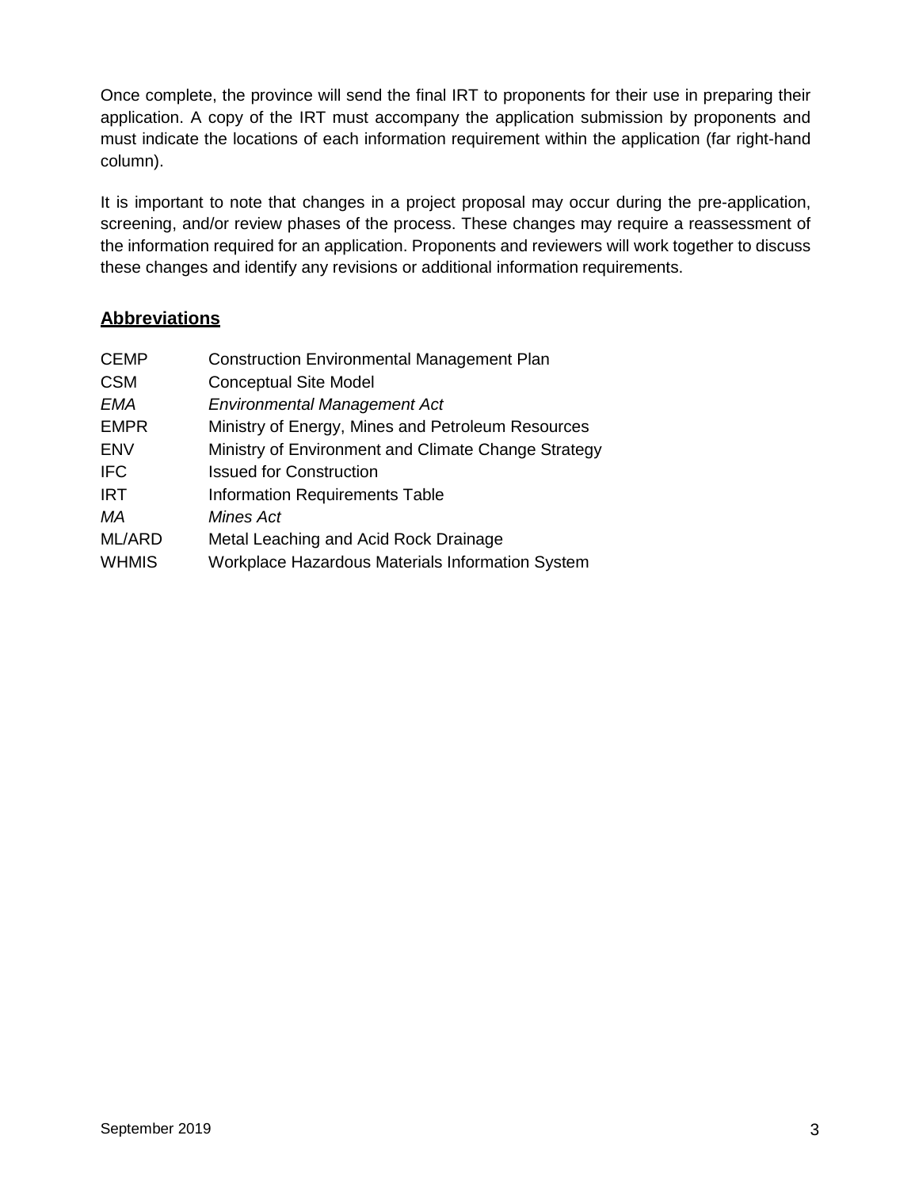Once complete, the province will send the final IRT to proponents for their use in preparing their application. A copy of the IRT must accompany the application submission by proponents and must indicate the locations of each information requirement within the application (far right-hand column).

It is important to note that changes in a project proposal may occur during the pre-application, screening, and/or review phases of the process. These changes may require a reassessment of the information required for an application. Proponents and reviewers will work together to discuss these changes and identify any revisions or additional information requirements.

## **Abbreviations**

| | |
|---|---|
| CEMP | Construction Environmental Management Plan |
| CSM | Conceptual Site Model |
| *EMA* | *Environmental Management Act* |
| EMPR | Ministry of Energy, Mines and Petroleum Resources |
| ENV | Ministry of Environment and Climate Change Strategy |
| IFC | Issued for Construction |
| IRT | Information Requirements Table |
| *MA* | *Mines Act* |
| ML/ARD | Metal Leaching and Acid Rock Drainage |
| WHMIS | Workplace Hazardous Materials Information System |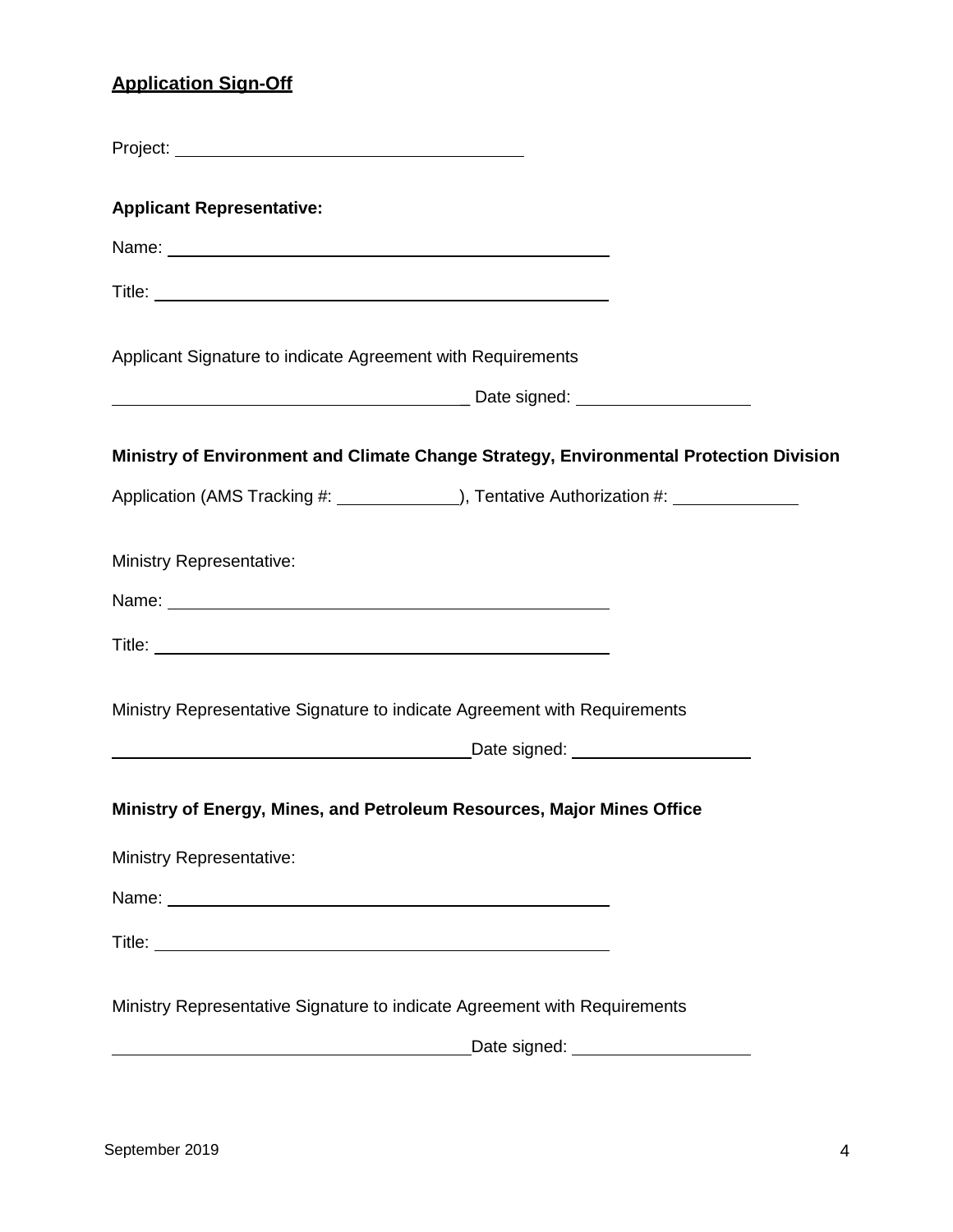## Application Sign-Off

Project: ______________________________

**Applicant Representative:**

Name: ______________________________________

Title: ______________________________________

Applicant Signature to indicate Agreement with Requirements

______________________________ Date signed: ______________

**Ministry of Environment and Climate Change Strategy, Environmental Protection Division**

Application (AMS Tracking #: __________), Tentative Authorization #: __________

Ministry Representative:

Name: ______________________________________

Title: ______________________________________

Ministry Representative Signature to indicate Agreement with Requirements

______________________________ Date signed: ______________

**Ministry of Energy, Mines, and Petroleum Resources, Major Mines Office**

Ministry Representative:

Name: ______________________________________

Title: ______________________________________

Ministry Representative Signature to indicate Agreement with Requirements

______________________________ Date signed: ______________

September 2019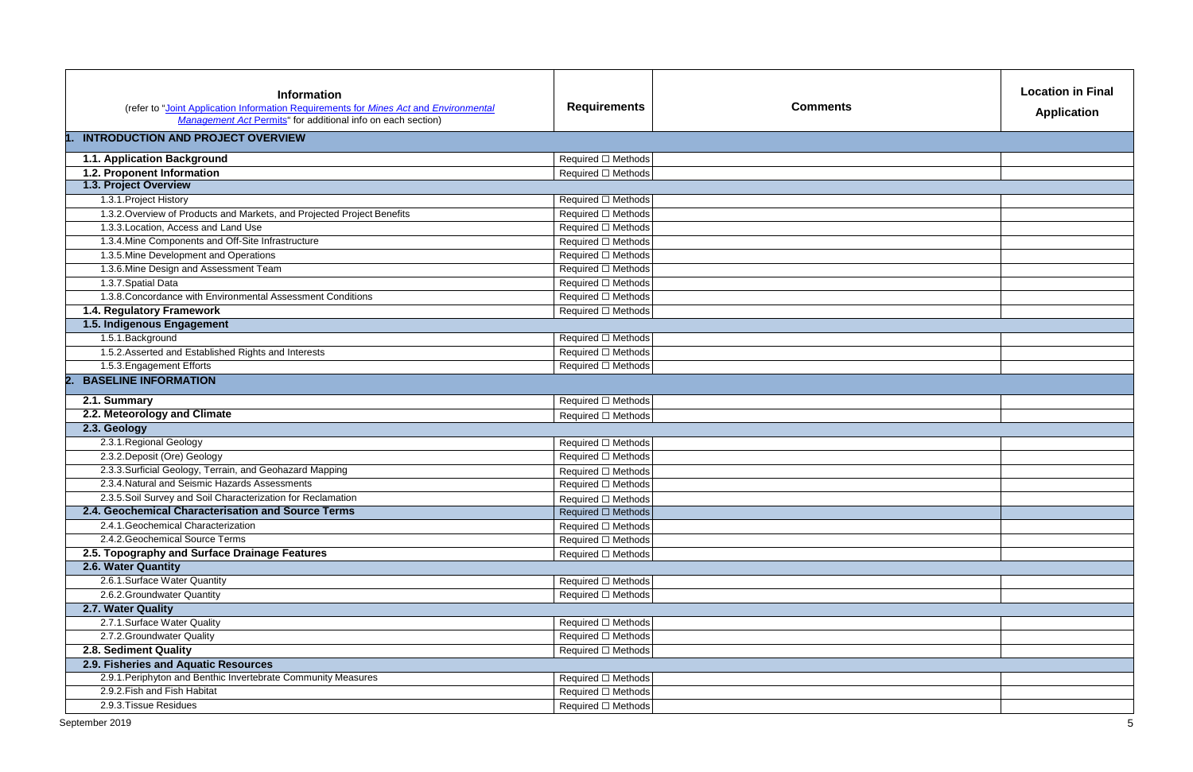| **Information**<br>(refer to "[Joint Application Information Requirements for *Mines Act* and *Environmental Management Act* Permits](#)" for additional info on each section) | **Requirements** | **Comments** | **Location in Final Application** |
|---|---|---|---|
| **1. INTRODUCTION AND PROJECT OVERVIEW** | | | |
| **1.1. Application Background** | Required ☐ Methods | | |
| **1.2. Proponent Information** | Required ☐ Methods | | |
| **1.3. Project Overview** | | | |
| 1.3.1.Project History | Required ☐ Methods | | |
| 1.3.2.Overview of Products and Markets, and Projected Project Benefits | Required ☐ Methods | | |
| 1.3.3.Location, Access and Land Use | Required ☐ Methods | | |
| 1.3.4.Mine Components and Off-Site Infrastructure | Required ☐ Methods | | |
| 1.3.5.Mine Development and Operations | Required ☐ Methods | | |
| 1.3.6.Mine Design and Assessment Team | Required ☐ Methods | | |
| 1.3.7.Spatial Data | Required ☐ Methods | | |
| 1.3.8.Concordance with Environmental Assessment Conditions | Required ☐ Methods | | |
| **1.4. Regulatory Framework** | Required ☐ Methods | | |
| **1.5. Indigenous Engagement** | | | |
| 1.5.1.Background | Required ☐ Methods | | |
| 1.5.2.Asserted and Established Rights and Interests | Required ☐ Methods | | |
| 1.5.3.Engagement Efforts | Required ☐ Methods | | |
| **2. BASELINE INFORMATION** | | | |
| **2.1. Summary** | Required ☐ Methods | | |
| **2.2. Meteorology and Climate** | Required ☐ Methods | | |
| **2.3. Geology** | | | |
| 2.3.1.Regional Geology | Required ☐ Methods | | |
| 2.3.2.Deposit (Ore) Geology | Required ☐ Methods | | |
| 2.3.3.Surficial Geology, Terrain, and Geohazard Mapping | Required ☐ Methods | | |
| 2.3.4.Natural and Seismic Hazards Assessments | Required ☐ Methods | | |
| 2.3.5.Soil Survey and Soil Characterization for Reclamation | Required ☐ Methods | | |
| **2.4. Geochemical Characterisation and Source Terms** | Required ☐ Methods | | |
| 2.4.1.Geochemical Characterization | Required ☐ Methods | | |
| 2.4.2.Geochemical Source Terms | Required ☐ Methods | | |
| **2.5. Topography and Surface Drainage Features** | Required ☐ Methods | | |
| **2.6. Water Quantity** | | | |
| 2.6.1.Surface Water Quantity | Required ☐ Methods | | |
| 2.6.2.Groundwater Quantity | Required ☐ Methods | | |
| **2.7. Water Quality** | | | |
| 2.7.1.Surface Water Quality | Required ☐ Methods | | |
| 2.7.2.Groundwater Quality | Required ☐ Methods | | |
| **2.8. Sediment Quality** | Required ☐ Methods | | |
| **2.9. Fisheries and Aquatic Resources** | | | |
| 2.9.1.Periphyton and Benthic Invertebrate Community Measures | Required ☐ Methods | | |
| 2.9.2.Fish and Fish Habitat | Required ☐ Methods | | |
| 2.9.3.Tissue Residues | Required ☐ Methods | | |

September 2019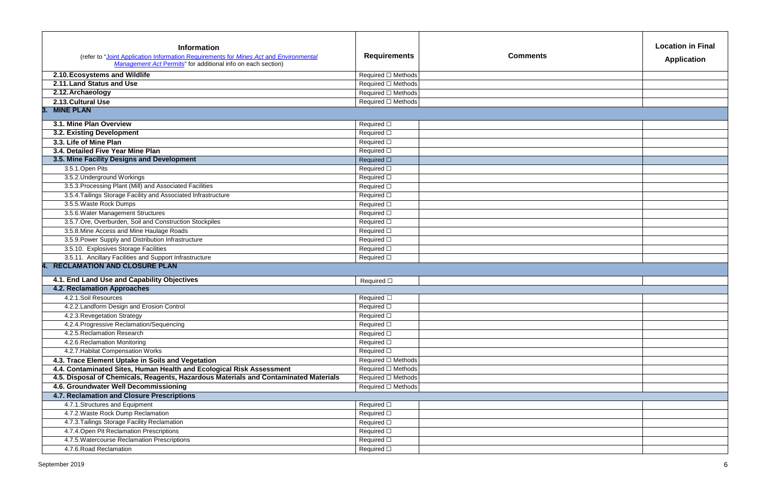| **Information**<br>(refer to "Joint Application Information Requirements for *Mines Act* and *Environmental Management Act* Permits" for additional info on each section) | **Requirements** | **Comments** | **Location in Final Application** |
|---|---|---|---|
| **2.10. Ecosystems and Wildlife** | Required ☐ Methods | | |
| **2.11. Land Status and Use** | Required ☐ Methods | | |
| **2.12. Archaeology** | Required ☐ Methods | | |
| **2.13. Cultural Use** | Required ☐ Methods | | |
| **3. MINE PLAN** | | | |
| **3.1. Mine Plan Overview** | Required ☐ | | |
| **3.2. Existing Development** | Required ☐ | | |
| **3.3. Life of Mine Plan** | Required ☐ | | |
| **3.4. Detailed Five Year Mine Plan** | Required ☐ | | |
| **3.5. Mine Facility Designs and Development** | Required ☐ | | |
| 3.5.1. Open Pits | Required ☐ | | |
| 3.5.2. Underground Workings | Required ☐ | | |
| 3.5.3. Processing Plant (Mill) and Associated Facilities | Required ☐ | | |
| 3.5.4. Tailings Storage Facility and Associated Infrastructure | Required ☐ | | |
| 3.5.5. Waste Rock Dumps | Required ☐ | | |
| 3.5.6. Water Management Structures | Required ☐ | | |
| 3.5.7. Ore, Overburden, Soil and Construction Stockpiles | Required ☐ | | |
| 3.5.8. Mine Access and Mine Haulage Roads | Required ☐ | | |
| 3.5.9. Power Supply and Distribution Infrastructure | Required ☐ | | |
| 3.5.10. Explosives Storage Facilities | Required ☐ | | |
| 3.5.11. Ancillary Facilities and Support Infrastructure | Required ☐ | | |
| **4. RECLAMATION AND CLOSURE PLAN** | | | |
| **4.1. End Land Use and Capability Objectives** | Required ☐ | | |
| **4.2. Reclamation Approaches** | | | |
| 4.2.1. Soil Resources | Required ☐ | | |
| 4.2.2. Landform Design and Erosion Control | Required ☐ | | |
| 4.2.3. Revegetation Strategy | Required ☐ | | |
| 4.2.4. Progressive Reclamation/Sequencing | Required ☐ | | |
| 4.2.5. Reclamation Research | Required ☐ | | |
| 4.2.6. Reclamation Monitoring | Required ☐ | | |
| 4.2.7. Habitat Compensation Works | Required ☐ | | |
| **4.3. Trace Element Uptake in Soils and Vegetation** | Required ☐ Methods | | |
| **4.4. Contaminated Sites, Human Health and Ecological Risk Assessment** | Required ☐ Methods | | |
| **4.5. Disposal of Chemicals, Reagents, Hazardous Materials and Contaminated Materials** | Required ☐ Methods | | |
| **4.6. Groundwater Well Decommissioning** | Required ☐ Methods | | |
| **4.7. Reclamation and Closure Prescriptions** | | | |
| 4.7.1. Structures and Equipment | Required ☐ | | |
| 4.7.2. Waste Rock Dump Reclamation | Required ☐ | | |
| 4.7.3. Tailings Storage Facility Reclamation | Required ☐ | | |
| 4.7.4. Open Pit Reclamation Prescriptions | Required ☐ | | |
| 4.7.5. Watercourse Reclamation Prescriptions | Required ☐ | | |
| 4.7.6. Road Reclamation | Required ☐ | | |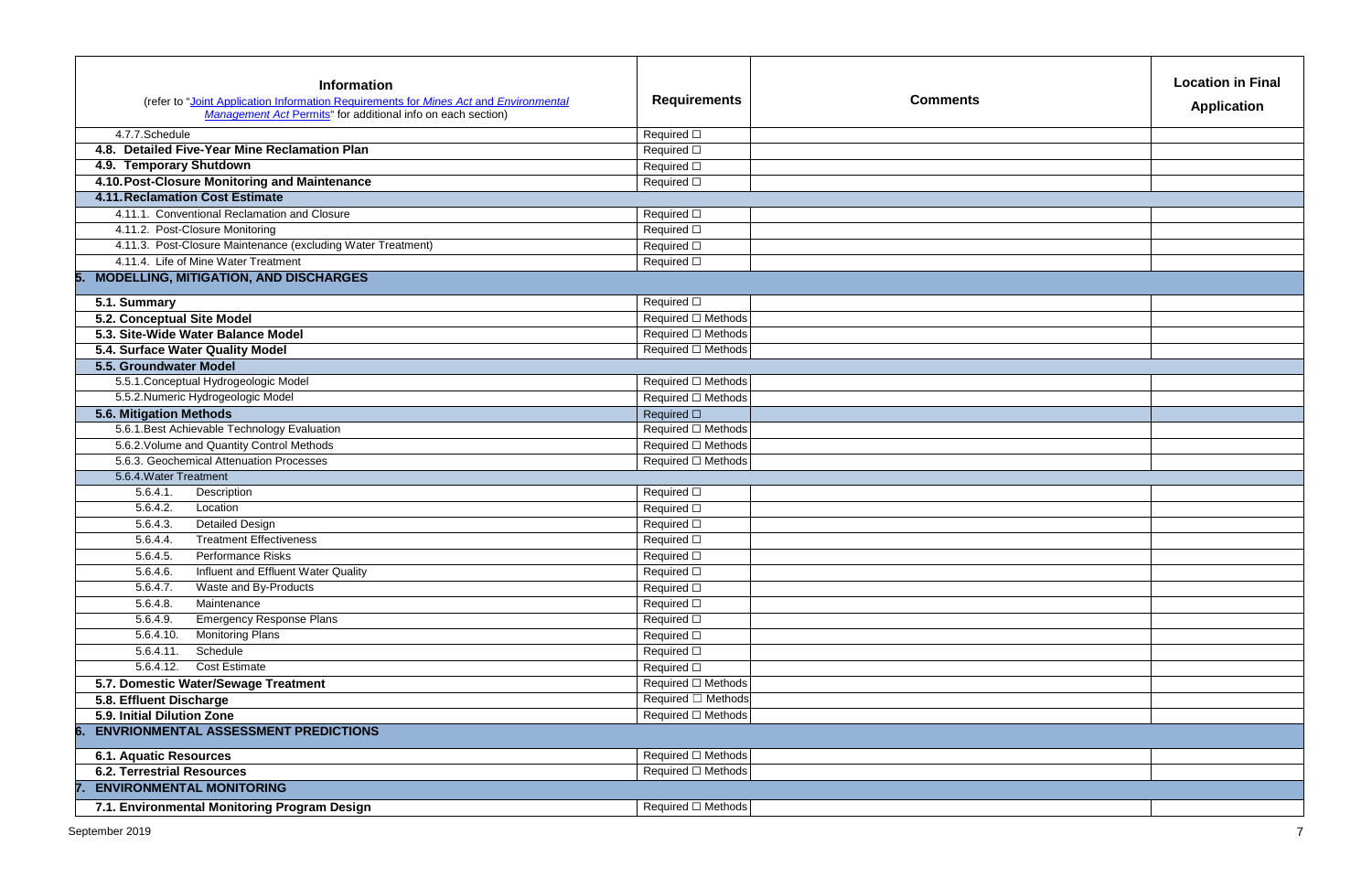| **Information**<br>(refer to "[Joint Application Information Requirements for *Mines Act* and *Environmental Management Act* Permits]" for additional info on each section) | **Requirements** | **Comments** | **Location in Final Application** |
|---|---|---|---|
| 4.7.7. Schedule | Required ☐ | | |
| **4.8. Detailed Five-Year Mine Reclamation Plan** | Required ☐ | | |
| **4.9. Temporary Shutdown** | Required ☐ | | |
| **4.10. Post-Closure Monitoring and Maintenance** | Required ☐ | | |
| **4.11. Reclamation Cost Estimate** | | | |
| 4.11.1. Conventional Reclamation and Closure | Required ☐ | | |
| 4.11.2. Post-Closure Monitoring | Required ☐ | | |
| 4.11.3. Post-Closure Maintenance (excluding Water Treatment) | Required ☐ | | |
| 4.11.4. Life of Mine Water Treatment | Required ☐ | | |
| **5. MODELLING, MITIGATION, AND DISCHARGES** | | | |
| **5.1. Summary** | Required ☐ | | |
| **5.2. Conceptual Site Model** | Required ☐ Methods | | |
| **5.3. Site-Wide Water Balance Model** | Required ☐ Methods | | |
| **5.4. Surface Water Quality Model** | Required ☐ Methods | | |
| **5.5. Groundwater Model** | | | |
| 5.5.1. Conceptual Hydrogeologic Model | Required ☐ Methods | | |
| 5.5.2. Numeric Hydrogeologic Model | Required ☐ Methods | | |
| **5.6. Mitigation Methods** | Required ☐ | | |
| 5.6.1. Best Achievable Technology Evaluation | Required ☐ Methods | | |
| 5.6.2. Volume and Quantity Control Methods | Required ☐ Methods | | |
| 5.6.3. Geochemical Attenuation Processes | Required ☐ Methods | | |
| 5.6.4. Water Treatment | | | |
| 5.6.4.1. Description | Required ☐ | | |
| 5.6.4.2. Location | Required ☐ | | |
| 5.6.4.3. Detailed Design | Required ☐ | | |
| 5.6.4.4. Treatment Effectiveness | Required ☐ | | |
| 5.6.4.5. Performance Risks | Required ☐ | | |
| 5.6.4.6. Influent and Effluent Water Quality | Required ☐ | | |
| 5.6.4.7. Waste and By-Products | Required ☐ | | |
| 5.6.4.8. Maintenance | Required ☐ | | |
| 5.6.4.9. Emergency Response Plans | Required ☐ | | |
| 5.6.4.10. Monitoring Plans | Required ☐ | | |
| 5.6.4.11. Schedule | Required ☐ | | |
| 5.6.4.12. Cost Estimate | Required ☐ | | |
| **5.7. Domestic Water/Sewage Treatment** | Required ☐ Methods | | |
| **5.8. Effluent Discharge** | Required ☐ Methods | | |
| **5.9. Initial Dilution Zone** | Required ☐ Methods | | |
| **6. ENVRIONMENTAL ASSESSMENT PREDICTIONS** | | | |
| **6.1. Aquatic Resources** | Required ☐ Methods | | |
| **6.2. Terrestrial Resources** | Required ☐ Methods | | |
| **7. ENVIRONMENTAL MONITORING** | | | |
| **7.1. Environmental Monitoring Program Design** | Required ☐ Methods | | |

September 2019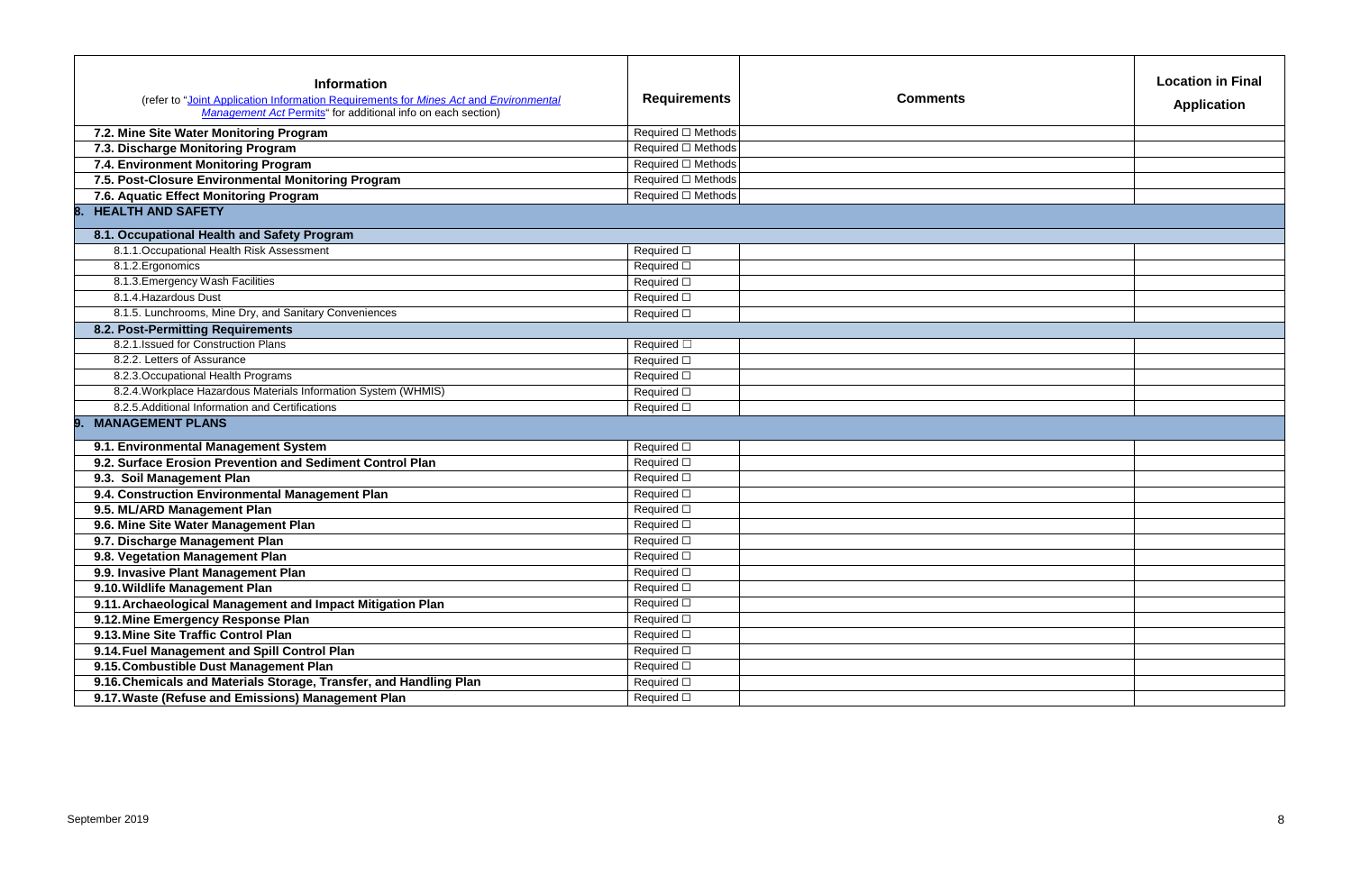| **Information** (refer to "[Joint Application Information Requirements for *Mines Act* and *Environmental Management Act* Permits]" for additional info on each section) | **Requirements** | **Comments** | **Location in Final Application** |
|---|---|---|---|
| **7.2. Mine Site Water Monitoring Program** | Required ☐ Methods | | |
| **7.3. Discharge Monitoring Program** | Required ☐ Methods | | |
| **7.4. Environment Monitoring Program** | Required ☐ Methods | | |
| **7.5. Post-Closure Environmental Monitoring Program** | Required ☐ Methods | | |
| **7.6. Aquatic Effect Monitoring Program** | Required ☐ Methods | | |
| **8. HEALTH AND SAFETY** | | | |
| **8.1. Occupational Health and Safety Program** | | | |
| 8.1.1. Occupational Health Risk Assessment | Required ☐ | | |
| 8.1.2. Ergonomics | Required ☐ | | |
| 8.1.3. Emergency Wash Facilities | Required ☐ | | |
| 8.1.4. Hazardous Dust | Required ☐ | | |
| 8.1.5. Lunchrooms, Mine Dry, and Sanitary Conveniences | Required ☐ | | |
| **8.2. Post-Permitting Requirements** | | | |
| 8.2.1. Issued for Construction Plans | Required ☐ | | |
| 8.2.2. Letters of Assurance | Required ☐ | | |
| 8.2.3. Occupational Health Programs | Required ☐ | | |
| 8.2.4. Workplace Hazardous Materials Information System (WHMIS) | Required ☐ | | |
| 8.2.5. Additional Information and Certifications | Required ☐ | | |
| **9. MANAGEMENT PLANS** | | | |
| **9.1. Environmental Management System** | Required ☐ | | |
| **9.2. Surface Erosion Prevention and Sediment Control Plan** | Required ☐ | | |
| **9.3. Soil Management Plan** | Required ☐ | | |
| **9.4. Construction Environmental Management Plan** | Required ☐ | | |
| **9.5. ML/ARD Management Plan** | Required ☐ | | |
| **9.6. Mine Site Water Management Plan** | Required ☐ | | |
| **9.7. Discharge Management Plan** | Required ☐ | | |
| **9.8. Vegetation Management Plan** | Required ☐ | | |
| **9.9. Invasive Plant Management Plan** | Required ☐ | | |
| **9.10. Wildlife Management Plan** | Required ☐ | | |
| **9.11. Archaeological Management and Impact Mitigation Plan** | Required ☐ | | |
| **9.12. Mine Emergency Response Plan** | Required ☐ | | |
| **9.13. Mine Site Traffic Control Plan** | Required ☐ | | |
| **9.14. Fuel Management and Spill Control Plan** | Required ☐ | | |
| **9.15. Combustible Dust Management Plan** | Required ☐ | | |
| **9.16. Chemicals and Materials Storage, Transfer, and Handling Plan** | Required ☐ | | |
| **9.17. Waste (Refuse and Emissions) Management Plan** | Required ☐ | | |

September 2019